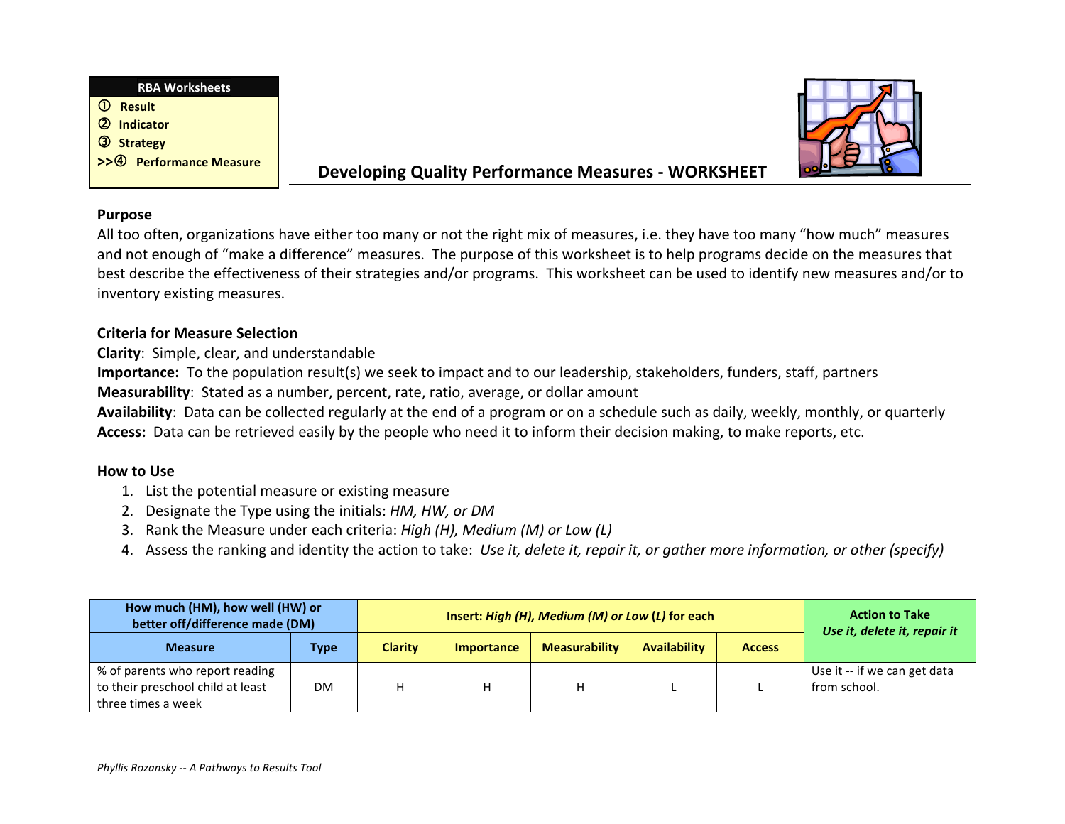| RBA Worksheets |
|---|
| ① Result |
| ② Indicator |
| ③ Strategy |
| >>④ Performance Measure |

# Developing Quality Performance Measures - WORKSHEET

## Purpose

All too often, organizations have either too many or not the right mix of measures, i.e. they have too many "how much" measures and not enough of "make a difference" measures. The purpose of this worksheet is to help programs decide on the measures that best describe the effectiveness of their strategies and/or programs. This worksheet can be used to identify new measures and/or to inventory existing measures.

## Criteria for Measure Selection

**Clarity**: Simple, clear, and understandable
**Importance:** To the population result(s) we seek to impact and to our leadership, stakeholders, funders, staff, partners
**Measurability**: Stated as a number, percent, rate, ratio, average, or dollar amount
**Availability**: Data can be collected regularly at the end of a program or on a schedule such as daily, weekly, monthly, or quarterly
**Access:** Data can be retrieved easily by the people who need it to inform their decision making, to make reports, etc.

## How to Use

1. List the potential measure or existing measure
2. Designate the Type using the initials: *HM, HW, or DM*
3. Rank the Measure under each criteria: *High (H), Medium (M) or Low (L)*
4. Assess the ranking and identity the action to take: *Use it, delete it, repair it, or gather more information, or other (specify)*

| How much (HM), how well (HW) or better off/difference made (DM) | | Insert: *High (H), Medium (M) or Low (L)* for each | | | | | Action to Take *Use it, delete it, repair it* |
|---|---|---|---|---|---|---|---|
| **Measure** | **Type** | **Clarity** | **Importance** | **Measurability** | **Availability** | **Access** | |
| % of parents who report reading to their preschool child at least three times a week | DM | H | H | H | L | L | Use it -- if we can get data from school. |

*Phyllis Rozansky -- A Pathways to Results Tool*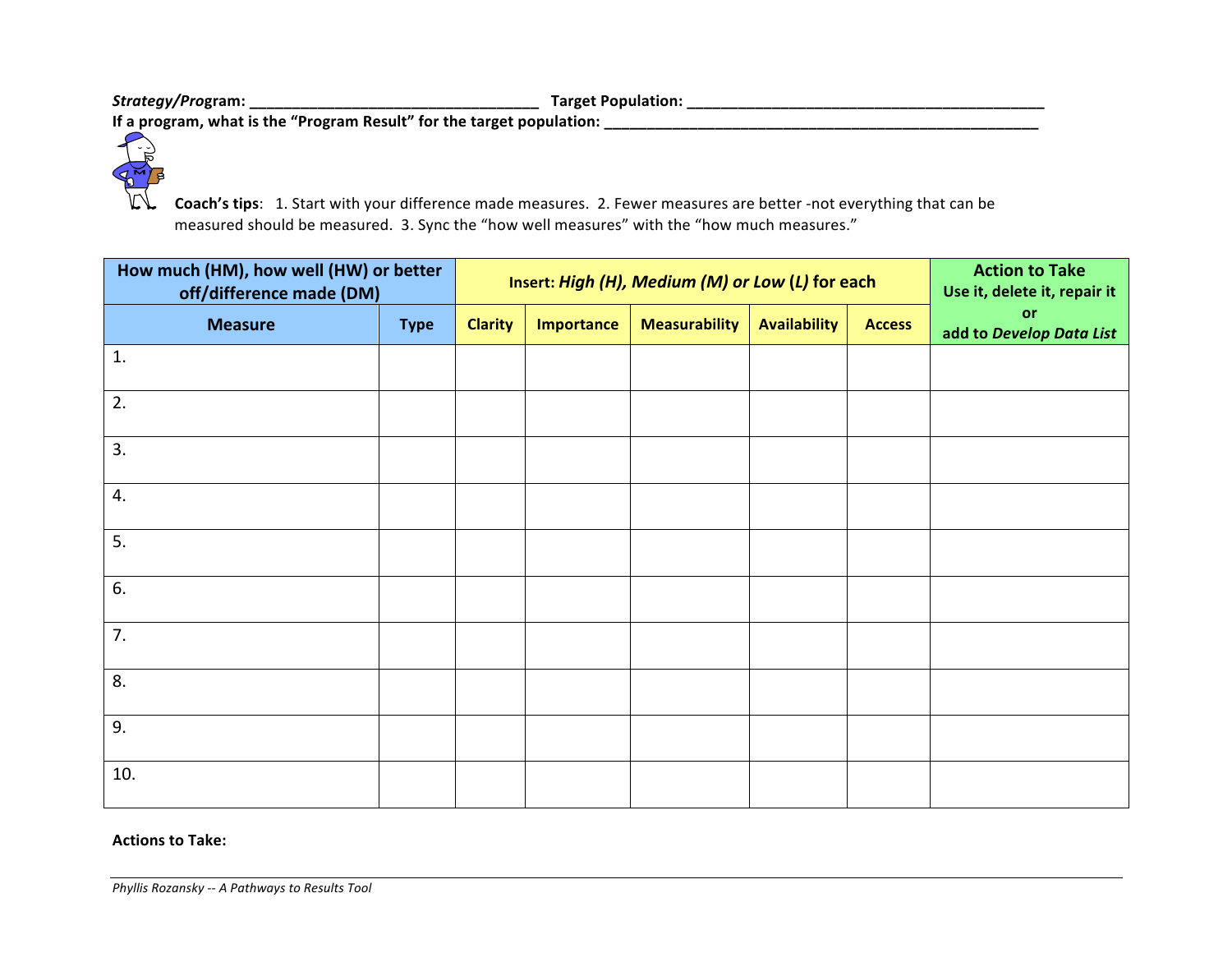***Strategy/Program:*** **___________________________________ Target Population: ____________________________________________**
**If a program, what is the "Program Result" for the target population: ____________________________________________________**

**Coach's tips**: 1. Start with your difference made measures. 2. Fewer measures are better -not everything that can be measured should be measured. 3. Sync the "how well measures" with the "how much measures."

| **How much (HM), how well (HW) or better off/difference made (DM)** | | **Insert: *High (H), Medium (M) or Low* (*L*) for each** | | | | | **Action to Take** Use it, delete it, repair it or add to ***Develop Data List*** |
|---|---|---|---|---|---|---|---|
| **Measure** | **Type** | **Clarity** | **Importance** | **Measurability** | **Availability** | **Access** | |
| 1. | | | | | | | |
| 2. | | | | | | | |
| 3. | | | | | | | |
| 4. | | | | | | | |
| 5. | | | | | | | |
| 6. | | | | | | | |
| 7. | | | | | | | |
| 8. | | | | | | | |
| 9. | | | | | | | |
| 10. | | | | | | | |

**Actions to Take:**

*Phyllis Rozansky -- A Pathways to Results Tool*